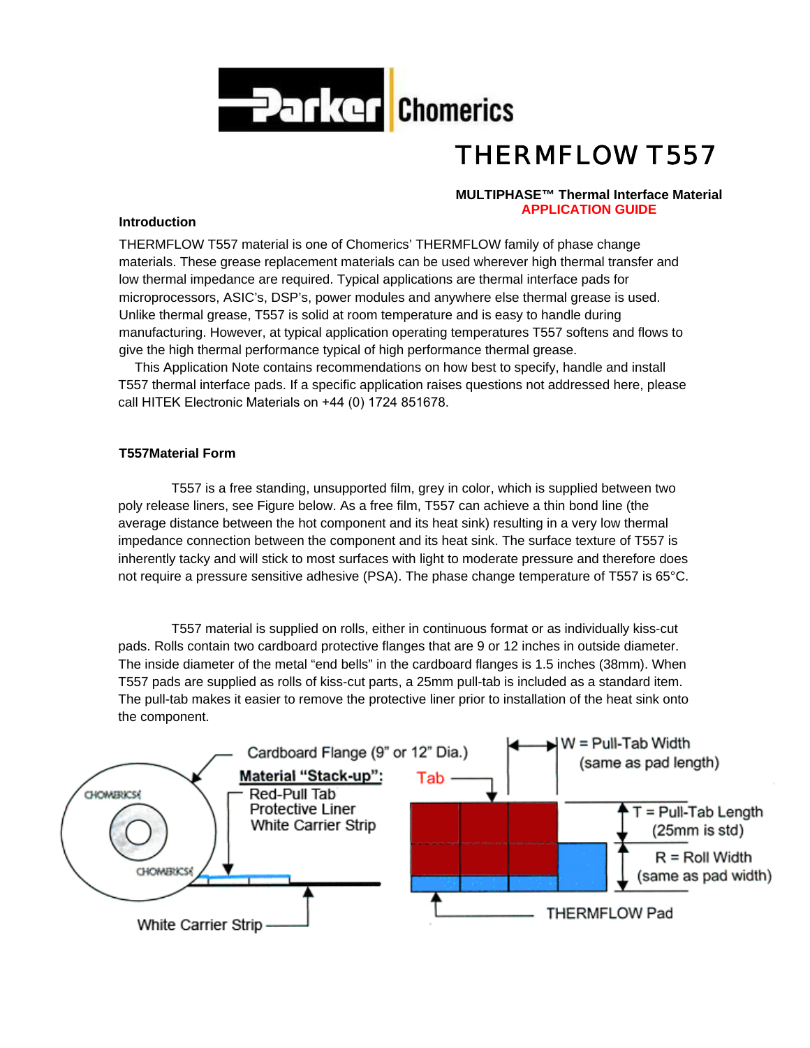# THERMFLOW T557

**MULTIPHASE™ Thermal Interface Material**
**APPLICATION GUIDE**

**Introduction**

THERMFLOW T557 material is one of Chomerics' THERMFLOW family of phase change materials. These grease replacement materials can be used wherever high thermal transfer and low thermal impedance are required. Typical applications are thermal interface pads for microprocessors, ASIC's, DSP's, power modules and anywhere else thermal grease is used. Unlike thermal grease, T557 is solid at room temperature and is easy to handle during manufacturing. However, at typical application operating temperatures T557 softens and flows to give the high thermal performance typical of high performance thermal grease.

This Application Note contains recommendations on how best to specify, handle and install T557 thermal interface pads. If a specific application raises questions not addressed here, please call HITEK Electronic Materials on +44 (0) 1724 851678.

**T557Material Form**

T557 is a free standing, unsupported film, grey in color, which is supplied between two poly release liners, see Figure below. As a free film, T557 can achieve a thin bond line (the average distance between the hot component and its heat sink) resulting in a very low thermal impedance connection between the component and its heat sink. The surface texture of T557 is inherently tacky and will stick to most surfaces with light to moderate pressure and therefore does not require a pressure sensitive adhesive (PSA). The phase change temperature of T557 is 65°C.

T557 material is supplied on rolls, either in continuous format or as individually kiss-cut pads. Rolls contain two cardboard protective flanges that are 9 or 12 inches in outside diameter. The inside diameter of the metal "end bells" in the cardboard flanges is 1.5 inches (38mm). When T557 pads are supplied as rolls of kiss-cut parts, a 25mm pull-tab is included as a standard item. The pull-tab makes it easier to remove the protective liner prior to installation of the heat sink onto the component.

Cardboard Flange (9" or 12" Dia.)

**Material "Stack-up":**
Red-Pull Tab
Protective Liner
White Carrier Strip

White Carrier Strip

Tab

W = Pull-Tab Width (same as pad length)

T = Pull-Tab Length (25mm is std)

R = Roll Width (same as pad width)

THERMFLOW Pad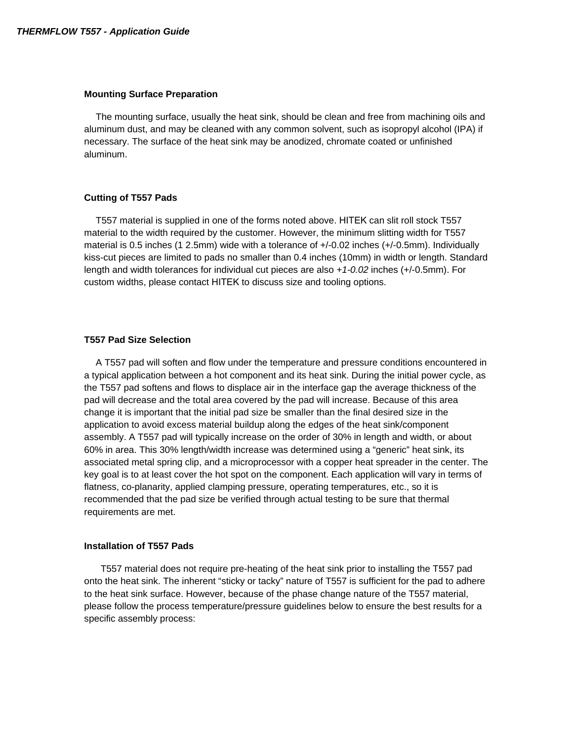## Mounting Surface Preparation

The mounting surface, usually the heat sink, should be clean and free from machining oils and aluminum dust, and may be cleaned with any common solvent, such as isopropyl alcohol (IPA) if necessary. The surface of the heat sink may be anodized, chromate coated or unfinished aluminum.

## Cutting of T557 Pads

T557 material is supplied in one of the forms noted above. HITEK can slit roll stock T557 material to the width required by the customer. However, the minimum slitting width for T557 material is 0.5 inches (1 2.5mm) wide with a tolerance of +/-0.02 inches (+/-0.5mm). Individually kiss-cut pieces are limited to pads no smaller than 0.4 inches (10mm) in width or length. Standard length and width tolerances for individual cut pieces are also *+1-0.02* inches (+/-0.5mm). For custom widths, please contact HITEK to discuss size and tooling options.

## T557 Pad Size Selection

A T557 pad will soften and flow under the temperature and pressure conditions encountered in a typical application between a hot component and its heat sink. During the initial power cycle, as the T557 pad softens and flows to displace air in the interface gap the average thickness of the pad will decrease and the total area covered by the pad will increase. Because of this area change it is important that the initial pad size be smaller than the final desired size in the application to avoid excess material buildup along the edges of the heat sink/component assembly. A T557 pad will typically increase on the order of 30% in length and width, or about 60% in area. This 30% length/width increase was determined using a "generic" heat sink, its associated metal spring clip, and a microprocessor with a copper heat spreader in the center. The key goal is to at least cover the hot spot on the component. Each application will vary in terms of flatness, co-planarity, applied clamping pressure, operating temperatures, etc., so it is recommended that the pad size be verified through actual testing to be sure that thermal requirements are met.

## Installation of T557 Pads

T557 material does not require pre-heating of the heat sink prior to installing the T557 pad onto the heat sink. The inherent "sticky or tacky" nature of T557 is sufficient for the pad to adhere to the heat sink surface. However, because of the phase change nature of the T557 material, please follow the process temperature/pressure guidelines below to ensure the best results for a specific assembly process: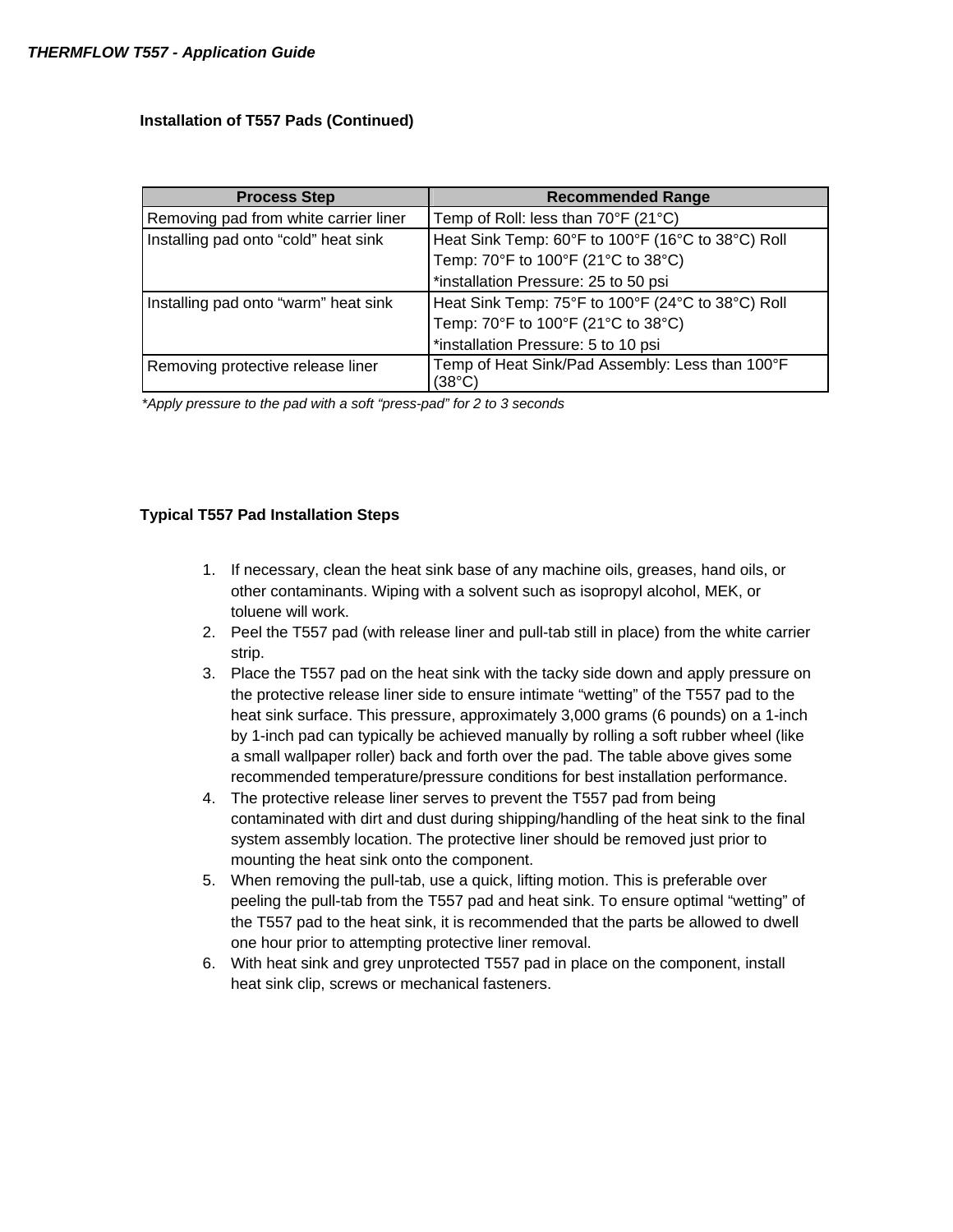## Installation of T557 Pads (Continued)

| Process Step | Recommended Range |
| --- | --- |
| Removing pad from white carrier liner | Temp of Roll: less than 70°F (21°C) |
| Installing pad onto “cold” heat sink | Heat Sink Temp: 60°F to 100°F (16°C to 38°C) Roll Temp: 70°F to 100°F (21°C to 38°C) *installation Pressure: 25 to 50 psi |
| Installing pad onto “warm” heat sink | Heat Sink Temp: 75°F to 100°F (24°C to 38°C) Roll Temp: 70°F to 100°F (21°C to 38°C) *installation Pressure: 5 to 10 psi |
| Removing protective release liner | Temp of Heat Sink/Pad Assembly: Less than 100°F (38°C) |

*Apply pressure to the pad with a soft “press-pad” for 2 to 3 seconds*

## Typical T557 Pad Installation Steps

1. If necessary, clean the heat sink base of any machine oils, greases, hand oils, or other contaminants. Wiping with a solvent such as isopropyl alcohol, MEK, or toluene will work.
2. Peel the T557 pad (with release liner and pull-tab still in place) from the white carrier strip.
3. Place the T557 pad on the heat sink with the tacky side down and apply pressure on the protective release liner side to ensure intimate “wetting” of the T557 pad to the heat sink surface. This pressure, approximately 3,000 grams (6 pounds) on a 1-inch by 1-inch pad can typically be achieved manually by rolling a soft rubber wheel (like a small wallpaper roller) back and forth over the pad. The table above gives some recommended temperature/pressure conditions for best installation performance.
4. The protective release liner serves to prevent the T557 pad from being contaminated with dirt and dust during shipping/handling of the heat sink to the final system assembly location. The protective liner should be removed just prior to mounting the heat sink onto the component.
5. When removing the pull-tab, use a quick, lifting motion. This is preferable over peeling the pull-tab from the T557 pad and heat sink. To ensure optimal “wetting” of the T557 pad to the heat sink, it is recommended that the parts be allowed to dwell one hour prior to attempting protective liner removal.
6. With heat sink and grey unprotected T557 pad in place on the component, install heat sink clip, screws or mechanical fasteners.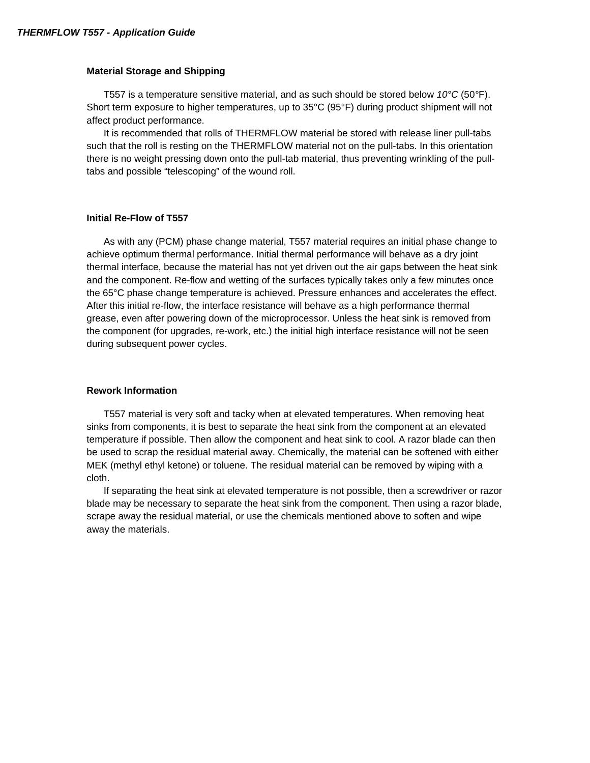### Material Storage and Shipping

T557 is a temperature sensitive material, and as such should be stored below *10°C* (50°F). Short term exposure to higher temperatures, up to 35°C (95°F) during product shipment will not affect product performance.

It is recommended that rolls of THERMFLOW material be stored with release liner pull-tabs such that the roll is resting on the THERMFLOW material not on the pull-tabs. In this orientation there is no weight pressing down onto the pull-tab material, thus preventing wrinkling of the pull-tabs and possible "telescoping" of the wound roll.

### Initial Re-Flow of T557

As with any (PCM) phase change material, T557 material requires an initial phase change to achieve optimum thermal performance. Initial thermal performance will behave as a dry joint thermal interface, because the material has not yet driven out the air gaps between the heat sink and the component. Re-flow and wetting of the surfaces typically takes only a few minutes once the 65°C phase change temperature is achieved. Pressure enhances and accelerates the effect. After this initial re-flow, the interface resistance will behave as a high performance thermal grease, even after powering down of the microprocessor. Unless the heat sink is removed from the component (for upgrades, re-work, etc.) the initial high interface resistance will not be seen during subsequent power cycles.

### Rework Information

T557 material is very soft and tacky when at elevated temperatures. When removing heat sinks from components, it is best to separate the heat sink from the component at an elevated temperature if possible. Then allow the component and heat sink to cool. A razor blade can then be used to scrap the residual material away. Chemically, the material can be softened with either MEK (methyl ethyl ketone) or toluene. The residual material can be removed by wiping with a cloth.

If separating the heat sink at elevated temperature is not possible, then a screwdriver or razor blade may be necessary to separate the heat sink from the component. Then using a razor blade, scrape away the residual material, or use the chemicals mentioned above to soften and wipe away the materials.